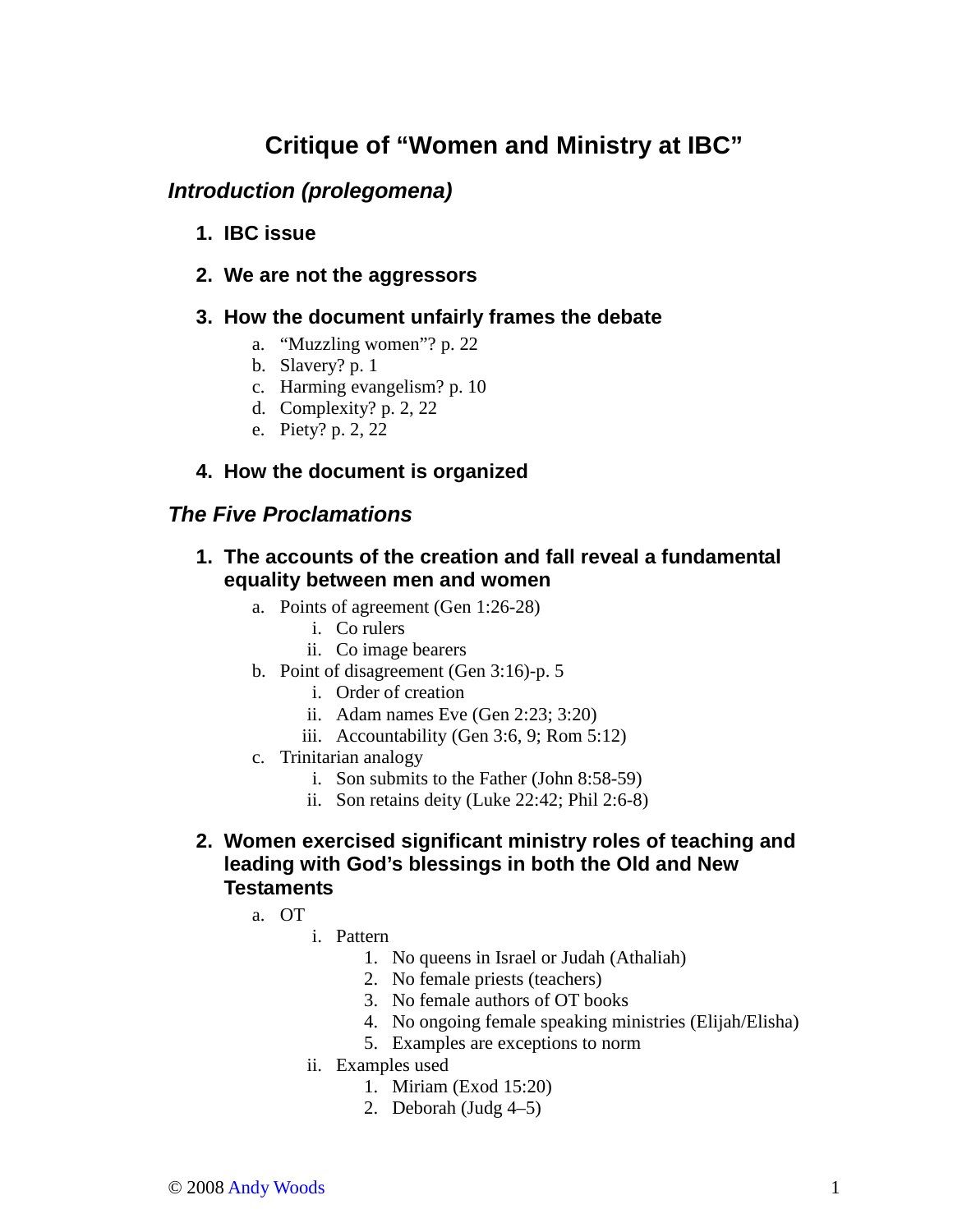# Critique of "Women and Ministry at IBC"

## *Introduction (prolegomena)*

### 1. IBC issue

### 2. We are not the aggressors

### 3. How the document unfairly frames the debate

a. "Muzzling women"? p. 22
b. Slavery? p. 1
c. Harming evangelism? p. 10
d. Complexity? p. 2, 22
e. Piety? p. 2, 22

### 4. How the document is organized

## *The Five Proclamations*

### 1. The accounts of the creation and fall reveal a fundamental equality between men and women

a. Points of agreement (Gen 1:26-28)
    i. Co rulers
    ii. Co image bearers
b. Point of disagreement (Gen 3:16)-p. 5
    i. Order of creation
    ii. Adam names Eve (Gen 2:23; 3:20)
    iii. Accountability (Gen 3:6, 9; Rom 5:12)
c. Trinitarian analogy
    i. Son submits to the Father (John 8:58-59)
    ii. Son retains deity (Luke 22:42; Phil 2:6-8)

### 2. Women exercised significant ministry roles of teaching and leading with God's blessings in both the Old and New Testaments

a. OT
    i. Pattern
        1. No queens in Israel or Judah (Athaliah)
        2. No female priests (teachers)
        3. No female authors of OT books
        4. No ongoing female speaking ministries (Elijah/Elisha)
        5. Examples are exceptions to norm
    ii. Examples used
        1. Miriam (Exod 15:20)
        2. Deborah (Judg 4–5)

© 2008 Andy Woods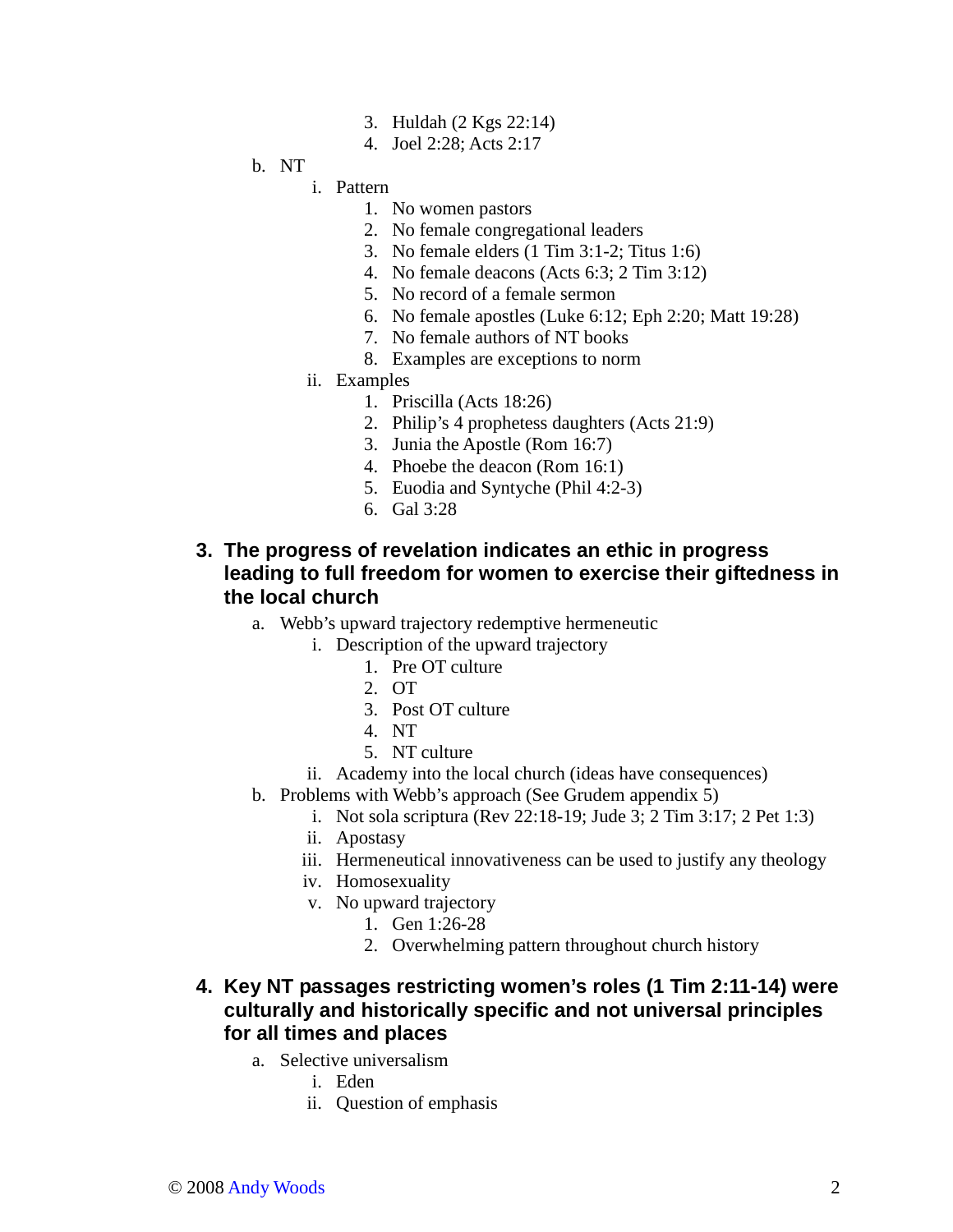3. Huldah (2 Kgs 22:14)
      4. Joel 2:28; Acts 2:17

- b. NT
  - i. Pattern
    1. No women pastors
    2. No female congregational leaders
    3. No female elders (1 Tim 3:1-2; Titus 1:6)
    4. No female deacons (Acts 6:3; 2 Tim 3:12)
    5. No record of a female sermon
    6. No female apostles (Luke 6:12; Eph 2:20; Matt 19:28)
    7. No female authors of NT books
    8. Examples are exceptions to norm
  - ii. Examples
    1. Priscilla (Acts 18:26)
    2. Philip's 4 prophetess daughters (Acts 21:9)
    3. Junia the Apostle (Rom 16:7)
    4. Phoebe the deacon (Rom 16:1)
    5. Euodia and Syntyche (Phil 4:2-3)
    6. Gal 3:28

### 3. The progress of revelation indicates an ethic in progress leading to full freedom for women to exercise their giftedness in the local church

- a. Webb's upward trajectory redemptive hermeneutic
  - i. Description of the upward trajectory
    1. Pre OT culture
    2. OT
    3. Post OT culture
    4. NT
    5. NT culture
  - ii. Academy into the local church (ideas have consequences)
- b. Problems with Webb's approach (See Grudem appendix 5)
  - i. Not sola scriptura (Rev 22:18-19; Jude 3; 2 Tim 3:17; 2 Pet 1:3)
  - ii. Apostasy
  - iii. Hermeneutical innovativeness can be used to justify any theology
  - iv. Homosexuality
  - v. No upward trajectory
    1. Gen 1:26-28
    2. Overwhelming pattern throughout church history

### 4. Key NT passages restricting women's roles (1 Tim 2:11-14) were culturally and historically specific and not universal principles for all times and places

- a. Selective universalism
  - i. Eden
  - ii. Question of emphasis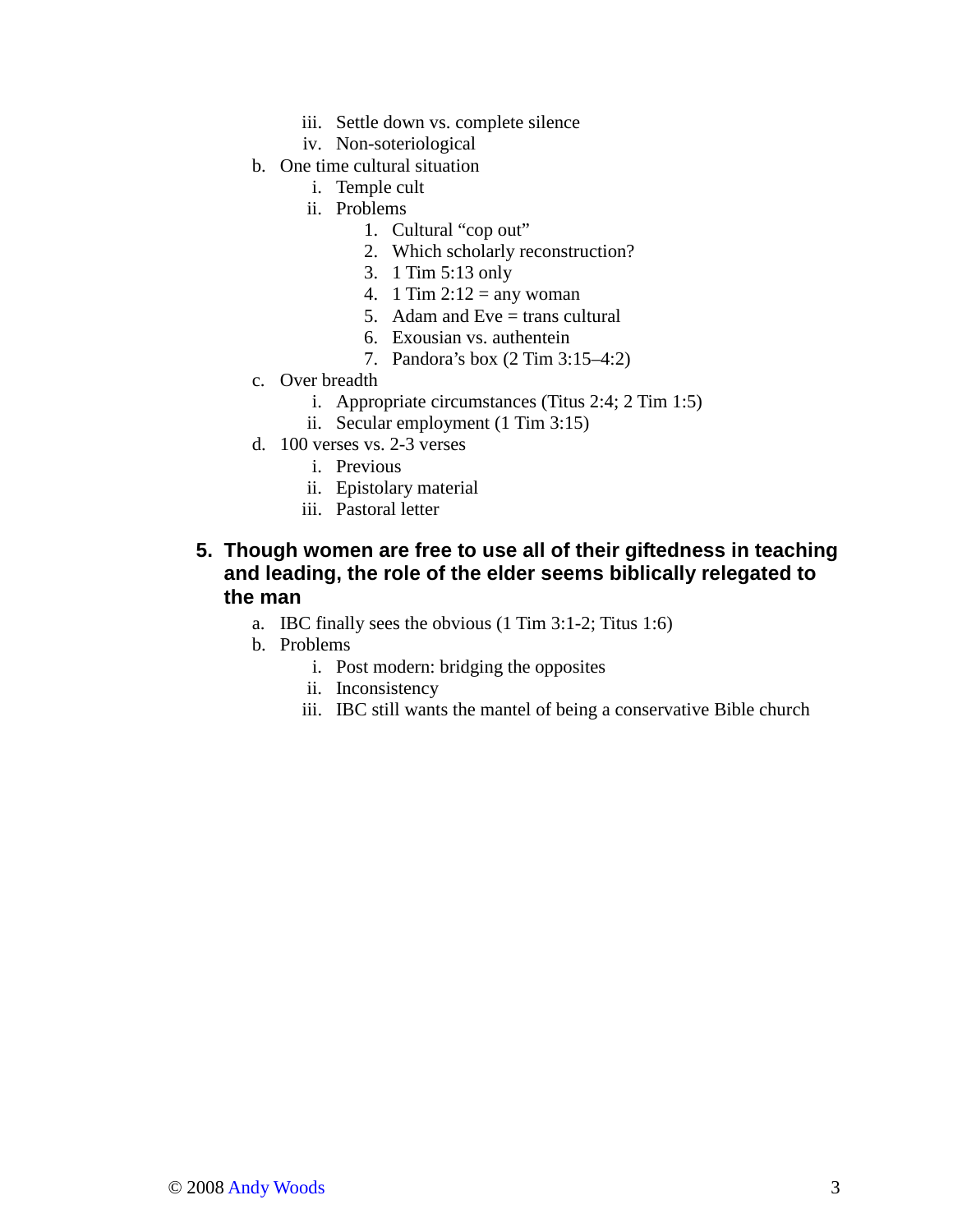iii. Settle down vs. complete silence
   iv. Non-soteriological

b. One time cultural situation
   i. Temple cult
   ii. Problems
      1. Cultural “cop out”
      2. Which scholarly reconstruction?
      3. 1 Tim 5:13 only
      4. 1 Tim 2:12 = any woman
      5. Adam and Eve = trans cultural
      6. Exousian vs. authentein
      7. Pandora’s box (2 Tim 3:15–4:2)

c. Over breadth
   i. Appropriate circumstances (Titus 2:4; 2 Tim 1:5)
   ii. Secular employment (1 Tim 3:15)

d. 100 verses vs. 2-3 verses
   i. Previous
   ii. Epistolary material
   iii. Pastoral letter

## 5. Though women are free to use all of their giftedness in teaching and leading, the role of the elder seems biblically relegated to the man

a. IBC finally sees the obvious (1 Tim 3:1-2; Titus 1:6)

b. Problems
   i. Post modern: bridging the opposites
   ii. Inconsistency
   iii. IBC still wants the mantel of being a conservative Bible church

© 2008 Andy Woods